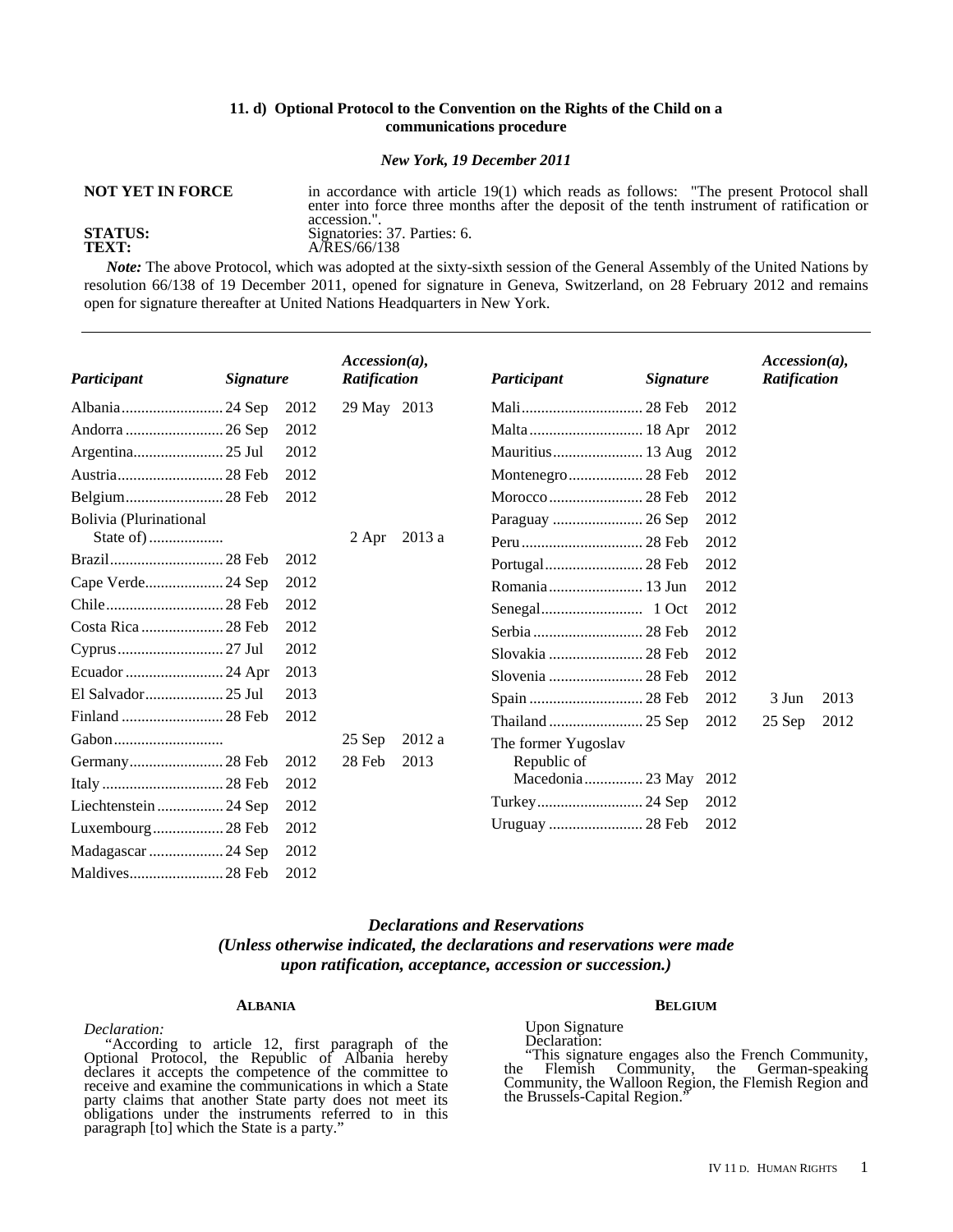### 11. d) Optional Protocol to the Convention on the Rights of the Child on a communications procedure

***New York, 19 December 2011***

**NOT YET IN FORCE** in accordance with article 19(1) which reads as follows: "The present Protocol shall enter into force three months after the deposit of the tenth instrument of ratification or accession.".

**STATUS:** Signatories: 37. Parties: 6.

**TEXT:** A/RES/66/138

*Note:* The above Protocol, which was adopted at the sixty-sixth session of the General Assembly of the United Nations by resolution 66/138 of 19 December 2011, opened for signature in Geneva, Switzerland, on 28 February 2012 and remains open for signature thereafter at United Nations Headquarters in New York.

| *Participant* | *Signature* | *Accession(a), Ratification* |
|---|---|---|
| Albania | 24 Sep 2012 | 29 May 2013 |
| Andorra | 26 Sep 2012 | |
| Argentina | 25 Jul 2012 | |
| Austria | 28 Feb 2012 | |
| Belgium | 28 Feb 2012 | |
| Bolivia (Plurinational State of) | | 2 Apr 2013 a |
| Brazil | 28 Feb 2012 | |
| Cape Verde | 24 Sep 2012 | |
| Chile | 28 Feb 2012 | |
| Costa Rica | 28 Feb 2012 | |
| Cyprus | 27 Jul 2012 | |
| Ecuador | 24 Apr 2013 | |
| El Salvador | 25 Jul 2013 | |
| Finland | 28 Feb 2012 | |
| Gabon | | 25 Sep 2012 a |
| Germany | 28 Feb 2012 | 28 Feb 2013 |
| Italy | 28 Feb 2012 | |
| Liechtenstein | 24 Sep 2012 | |
| Luxembourg | 28 Feb 2012 | |
| Madagascar | 24 Sep 2012 | |
| Maldives | 28 Feb 2012 | |
| Mali | 28 Feb 2012 | |
| Malta | 18 Apr 2012 | |
| Mauritius | 13 Aug 2012 | |
| Montenegro | 28 Feb 2012 | |
| Morocco | 28 Feb 2012 | |
| Paraguay | 26 Sep 2012 | |
| Peru | 28 Feb 2012 | |
| Portugal | 28 Feb 2012 | |
| Romania | 13 Jun 2012 | |
| Senegal | 1 Oct 2012 | |
| Serbia | 28 Feb 2012 | |
| Slovakia | 28 Feb 2012 | |
| Slovenia | 28 Feb 2012 | |
| Spain | 28 Feb 2012 | 3 Jun 2013 |
| Thailand | 25 Sep 2012 | 25 Sep 2012 |
| The former Yugoslav Republic of Macedonia | 23 May 2012 | |
| Turkey | 24 Sep 2012 | |
| Uruguay | 28 Feb 2012 | |

## *Declarations and Reservations*
***(Unless otherwise indicated, the declarations and reservations were made upon ratification, acceptance, accession or succession.)***

#### Albania

*Declaration:*

"According to article 12, first paragraph of the Optional Protocol, the Republic of Albania hereby declares it accepts the competence of the committee to receive and examine the communications in which a State party claims that another State party does not meet its obligations under the instruments referred to in this paragraph [to] which the State is a party."

#### Belgium

Upon Signature

Declaration:

"This signature engages also the French Community, the Flemish Community, the German-speaking Community, the Walloon Region, the Flemish Region and the Brussels-Capital Region."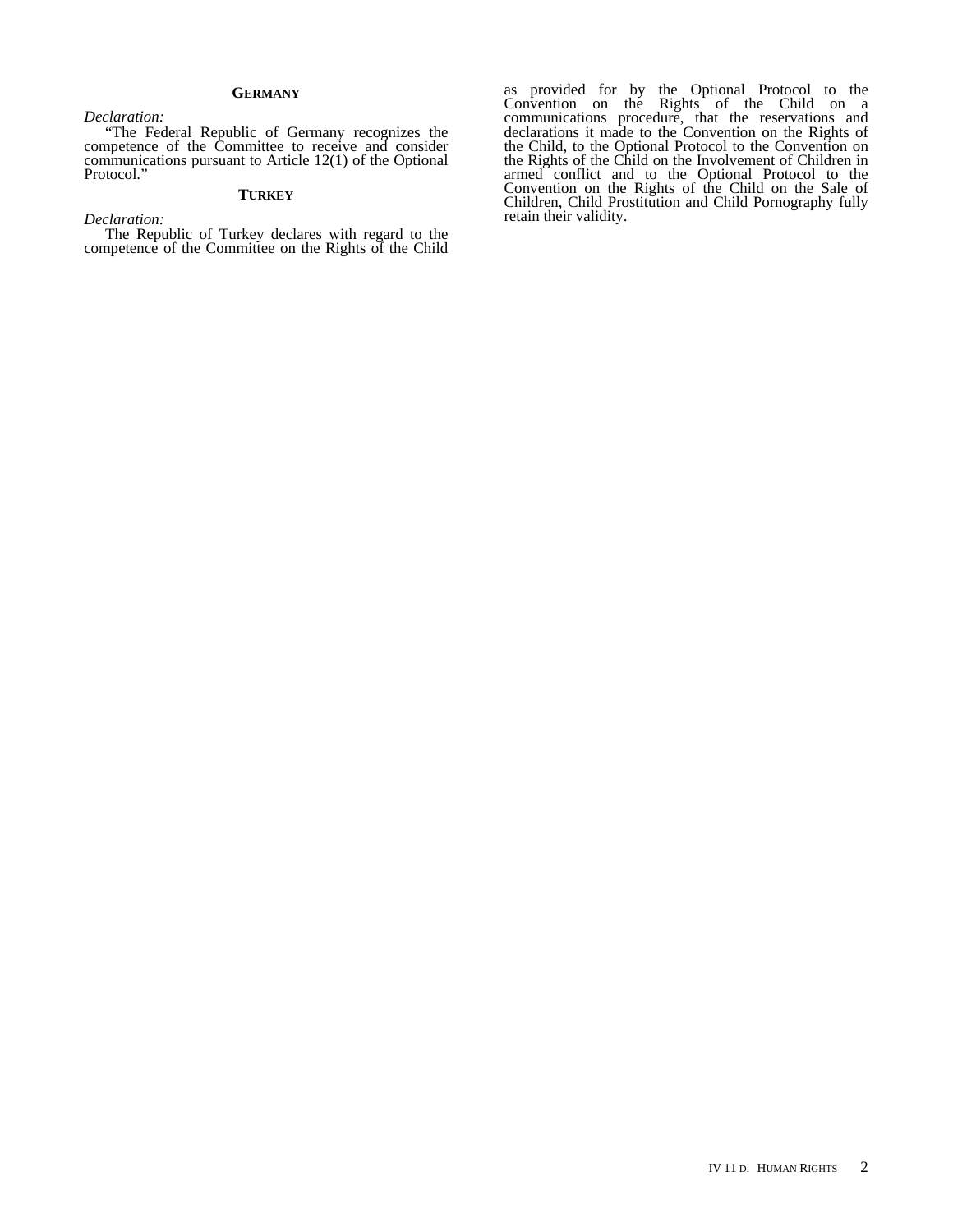### GERMANY

*Declaration:*

"The Federal Republic of Germany recognizes the competence of the Committee to receive and consider communications pursuant to Article 12(1) of the Optional Protocol."

### TURKEY

*Declaration:*

The Republic of Turkey declares with regard to the competence of the Committee on the Rights of the Child as provided for by the Optional Protocol to the Convention on the Rights of the Child on a communications procedure, that the reservations and declarations it made to the Convention on the Rights of the Child, to the Optional Protocol to the Convention on the Rights of the Child on the Involvement of Children in armed conflict and to the Optional Protocol to the Convention on the Rights of the Child on the Sale of Children, Child Prostitution and Child Pornography fully retain their validity.